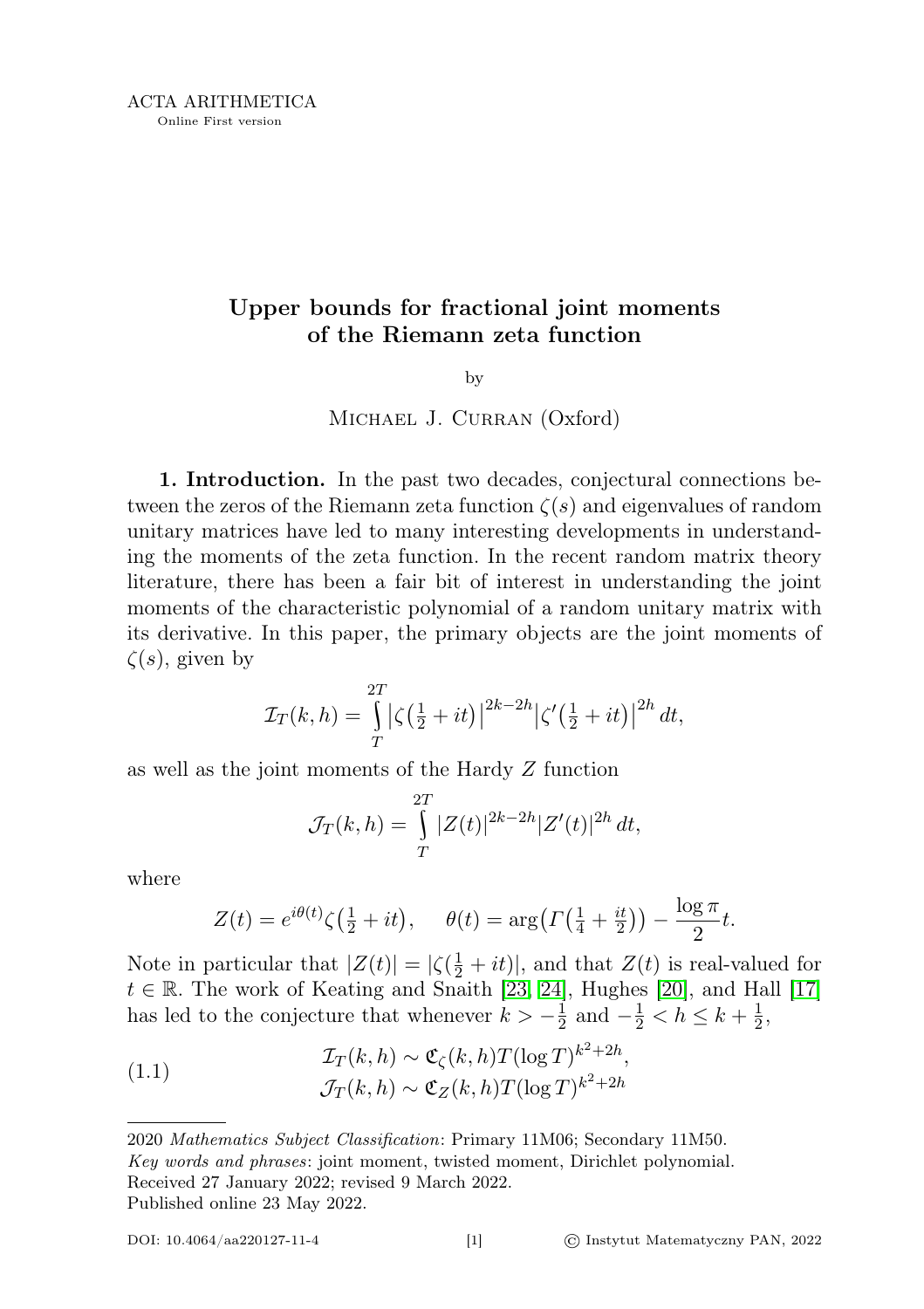ACTA ARITHMETICA
Online First version

# Upper bounds for fractional joint moments of the Riemann zeta function

by

Michael J. Curran (Oxford)

**1. Introduction.** In the past two decades, conjectural connections between the zeros of the Riemann zeta function $\zeta(s)$ and eigenvalues of random unitary matrices have led to many interesting developments in understanding the moments of the zeta function. In the recent random matrix theory literature, there has been a fair bit of interest in understanding the joint moments of the characteristic polynomial of a random unitary matrix with its derivative. In this paper, the primary objects are the joint moments of $\zeta(s)$, given by

$$\mathcal{I}_T(k,h) = \int_T^{2T} \left|\zeta\left(\tfrac{1}{2}+it\right)\right|^{2k-2h} \left|\zeta'\left(\tfrac{1}{2}+it\right)\right|^{2h} dt,$$

as well as the joint moments of the Hardy $Z$ function

$$\mathcal{J}_T(k,h) = \int_T^{2T} |Z(t)|^{2k-2h} |Z'(t)|^{2h}\, dt,$$

where

$$Z(t) = e^{i\theta(t)}\zeta\left(\tfrac{1}{2}+it\right), \qquad \theta(t) = \arg\left(\Gamma\left(\tfrac{1}{4}+\tfrac{it}{2}\right)\right) - \frac{\log \pi}{2}t.$$

Note in particular that $|Z(t)| = |\zeta(\frac{1}{2}+it)|$, and that $Z(t)$ is real-valued for $t \in \mathbb{R}$. The work of Keating and Snaith [23, 24], Hughes [20], and Hall [17] has led to the conjecture that whenever $k > -\frac{1}{2}$ and $-\frac{1}{2} < h \le k + \frac{1}{2}$,

$$\begin{aligned} \mathcal{I}_T(k,h) &\sim \mathfrak{C}_\zeta(k,h) T (\log T)^{k^2+2h}, \\ \mathcal{J}_T(k,h) &\sim \mathfrak{C}_Z(k,h) T (\log T)^{k^2+2h} \end{aligned} \tag{1.1}$$

2020 *Mathematics Subject Classification*: Primary 11M06; Secondary 11M50.
*Key words and phrases*: joint moment, twisted moment, Dirichlet polynomial.
Received 27 January 2022; revised 9 March 2022.
Published online 23 May 2022.

DOI: 10.4064/aa220127-11-4 © Instytut Matematyczny PAN, 2022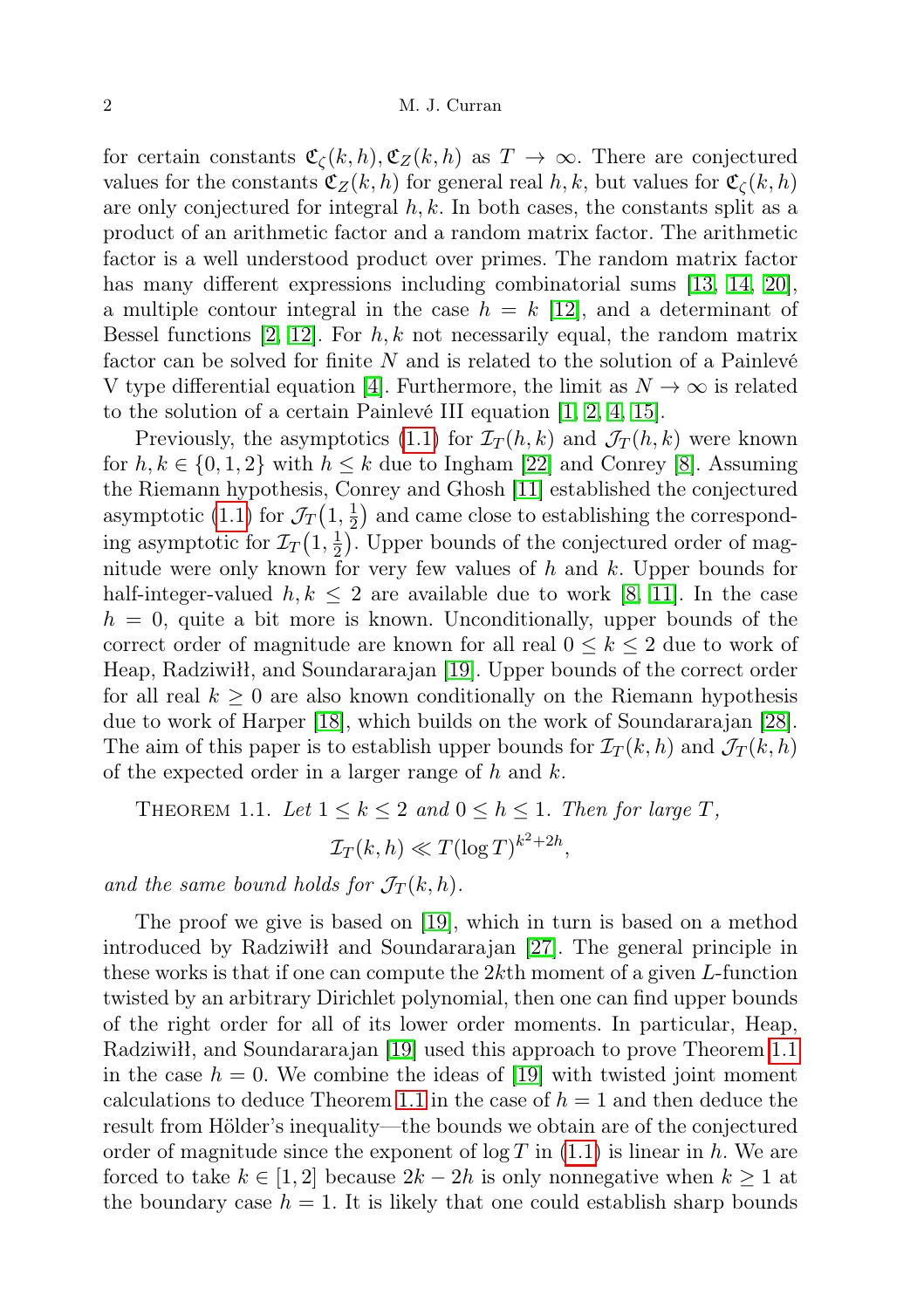for certain constants $\mathfrak{C}_\zeta(k,h), \mathfrak{C}_Z(k,h)$ as $T \to \infty$. There are conjectured values for the constants $\mathfrak{C}_Z(k,h)$ for general real $h,k$, but values for $\mathfrak{C}_\zeta(k,h)$ are only conjectured for integral $h,k$. In both cases, the constants split as a product of an arithmetic factor and a random matrix factor. The arithmetic factor is a well understood product over primes. The random matrix factor has many different expressions including combinatorial sums [13, 14, 20], a multiple contour integral in the case $h = k$ [12], and a determinant of Bessel functions [2, 12]. For $h,k$ not necessarily equal, the random matrix factor can be solved for finite $N$ and is related to the solution of a Painlevé V type differential equation [4]. Furthermore, the limit as $N \to \infty$ is related to the solution of a certain Painlevé III equation [1, 2, 4, 15].

Previously, the asymptotics (1.1) for $\mathcal{I}_T(h,k)$ and $\mathcal{J}_T(h,k)$ were known for $h,k \in \{0,1,2\}$ with $h \le k$ due to Ingham [22] and Conrey [8]. Assuming the Riemann hypothesis, Conrey and Ghosh [11] established the conjectured asymptotic (1.1) for $\mathcal{J}_T\big(1,\frac{1}{2}\big)$ and came close to establishing the corresponding asymptotic for $\mathcal{I}_T\big(1,\frac{1}{2}\big)$. Upper bounds of the conjectured order of magnitude were only known for very few values of $h$ and $k$. Upper bounds for half-integer-valued $h,k \le 2$ are available due to work [8, 11]. In the case $h = 0$, quite a bit more is known. Unconditionally, upper bounds of the correct order of magnitude are known for all real $0 \le k \le 2$ due to work of Heap, Radziwiłł, and Soundararajan [19]. Upper bounds of the correct order for all real $k \ge 0$ are also known conditionally on the Riemann hypothesis due to work of Harper [18], which builds on the work of Soundararajan [28]. The aim of this paper is to establish upper bounds for $\mathcal{I}_T(k,h)$ and $\mathcal{J}_T(k,h)$ of the expected order in a larger range of $h$ and $k$.

THEOREM 1.1. *Let $1 \le k \le 2$ and $0 \le h \le 1$. Then for large $T$,*

$$\mathcal{I}_T(k,h) \ll T(\log T)^{k^2+2h},$$

*and the same bound holds for $\mathcal{J}_T(k,h)$.*

The proof we give is based on [19], which in turn is based on a method introduced by Radziwiłł and Soundararajan [27]. The general principle in these works is that if one can compute the $2k$th moment of a given $L$-function twisted by an arbitrary Dirichlet polynomial, then one can find upper bounds of the right order for all of its lower order moments. In particular, Heap, Radziwiłł, and Soundararajan [19] used this approach to prove Theorem 1.1 in the case $h = 0$. We combine the ideas of [19] with twisted joint moment calculations to deduce Theorem 1.1 in the case of $h = 1$ and then deduce the result from Hölder's inequality—the bounds we obtain are of the conjectured order of magnitude since the exponent of $\log T$ in (1.1) is linear in $h$. We are forced to take $k \in [1,2]$ because $2k - 2h$ is only nonnegative when $k \ge 1$ at the boundary case $h = 1$. It is likely that one could establish sharp bounds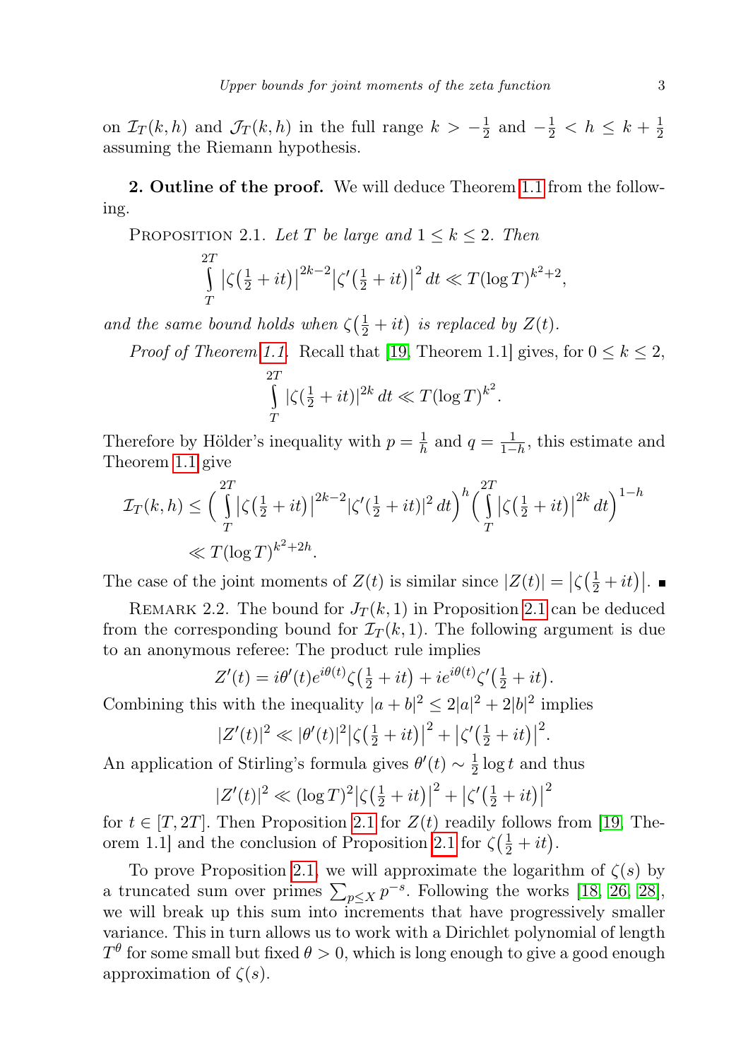on $\mathcal{I}_T(k,h)$ and $\mathcal{J}_T(k,h)$ in the full range $k > -\frac{1}{2}$ and $-\frac{1}{2} < h \le k + \frac{1}{2}$ assuming the Riemann hypothesis.

**2. Outline of the proof.** We will deduce Theorem 1.1 from the following.

PROPOSITION 2.1. *Let $T$ be large and $1 \le k \le 2$. Then*

$$\int_T^{2T} \left|\zeta\left(\tfrac{1}{2}+it\right)\right|^{2k-2} \left|\zeta'\left(\tfrac{1}{2}+it\right)\right|^2 dt \ll T(\log T)^{k^2+2},$$

*and the same bound holds when $\zeta\left(\frac{1}{2}+it\right)$ is replaced by $Z(t)$.*

*Proof of Theorem 1.1.* Recall that [19, Theorem 1.1] gives, for $0 \le k \le 2$,

$$\int_T^{2T} |\zeta(\tfrac{1}{2}+it)|^{2k}\, dt \ll T(\log T)^{k^2}.$$

Therefore by Hölder's inequality with $p = \frac{1}{h}$ and $q = \frac{1}{1-h}$, this estimate and Theorem 1.1 give

$$\begin{aligned}\mathcal{I}_T(k,h) &\le \Big(\int_T^{2T} \left|\zeta\left(\tfrac{1}{2}+it\right)\right|^{2k-2} |\zeta'\left(\tfrac{1}{2}+it\right)|^2\, dt\Big)^h \Big(\int_T^{2T} \left|\zeta\left(\tfrac{1}{2}+it\right)\right|^{2k} dt\Big)^{1-h} \\ &\ll T(\log T)^{k^2+2h}.\end{aligned}$$

The case of the joint moments of $Z(t)$ is similar since $|Z(t)| = \left|\zeta\left(\frac{1}{2}+it\right)\right|$. ∎

REMARK 2.2. The bound for $J_T(k,1)$ in Proposition 2.1 can be deduced from the corresponding bound for $\mathcal{I}_T(k,1)$. The following argument is due to an anonymous referee: The product rule implies

$$Z'(t) = i\theta'(t)e^{i\theta(t)}\zeta\left(\tfrac{1}{2}+it\right) + ie^{i\theta(t)}\zeta'\left(\tfrac{1}{2}+it\right).$$

Combining this with the inequality $|a+b|^2 \le 2|a|^2 + 2|b|^2$ implies

$$|Z'(t)|^2 \ll |\theta'(t)|^2 \left|\zeta\left(\tfrac{1}{2}+it\right)\right|^2 + \left|\zeta'\left(\tfrac{1}{2}+it\right)\right|^2.$$

An application of Stirling's formula gives $\theta'(t) \sim \frac{1}{2}\log t$ and thus

$$|Z'(t)|^2 \ll (\log T)^2 \left|\zeta\left(\tfrac{1}{2}+it\right)\right|^2 + \left|\zeta'\left(\tfrac{1}{2}+it\right)\right|^2$$

for $t \in [T, 2T]$. Then Proposition 2.1 for $Z(t)$ readily follows from [19, Theorem 1.1] and the conclusion of Proposition 2.1 for $\zeta\left(\frac{1}{2}+it\right)$.

To prove Proposition 2.1, we will approximate the logarithm of $\zeta(s)$ by a truncated sum over primes $\sum_{p \le X} p^{-s}$. Following the works [18, 26, 28], we will break up this sum into increments that have progressively smaller variance. This in turn allows us to work with a Dirichlet polynomial of length $T^\theta$ for some small but fixed $\theta > 0$, which is long enough to give a good enough approximation of $\zeta(s)$.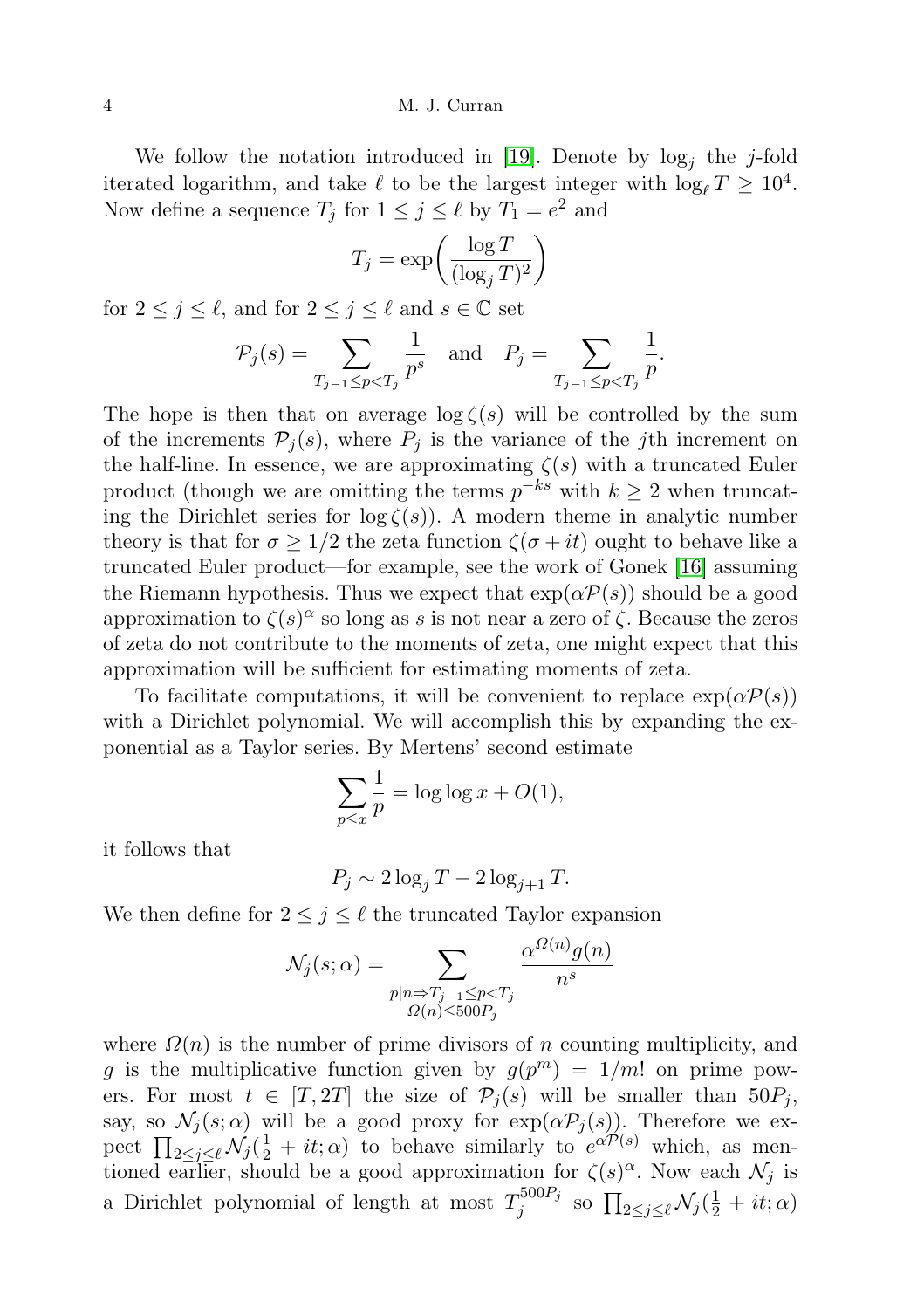We follow the notation introduced in [19]. Denote by $\log_j$ the $j$-fold iterated logarithm, and take $\ell$ to be the largest integer with $\log_\ell T \geq 10^4$. Now define a sequence $T_j$ for $1 \leq j \leq \ell$ by $T_1 = e^2$ and

$$T_j = \exp\left(\frac{\log T}{(\log_j T)^2}\right)$$

for $2 \leq j \leq \ell$, and for $2 \leq j \leq \ell$ and $s \in \mathbb{C}$ set

$$\mathcal{P}_j(s) = \sum_{T_{j-1} \leq p < T_j} \frac{1}{p^s} \quad \text{and} \quad P_j = \sum_{T_{j-1} \leq p < T_j} \frac{1}{p}.$$

The hope is then that on average $\log \zeta(s)$ will be controlled by the sum of the increments $\mathcal{P}_j(s)$, where $P_j$ is the variance of the $j$th increment on the half-line. In essence, we are approximating $\zeta(s)$ with a truncated Euler product (though we are omitting the terms $p^{-ks}$ with $k \geq 2$ when truncating the Dirichlet series for $\log \zeta(s)$). A modern theme in analytic number theory is that for $\sigma \geq 1/2$ the zeta function $\zeta(\sigma + it)$ ought to behave like a truncated Euler product—for example, see the work of Gonek [16] assuming the Riemann hypothesis. Thus we expect that $\exp(\alpha \mathcal{P}(s))$ should be a good approximation to $\zeta(s)^\alpha$ so long as $s$ is not near a zero of $\zeta$. Because the zeros of zeta do not contribute to the moments of zeta, one might expect that this approximation will be sufficient for estimating moments of zeta.

To facilitate computations, it will be convenient to replace $\exp(\alpha \mathcal{P}(s))$ with a Dirichlet polynomial. We will accomplish this by expanding the exponential as a Taylor series. By Mertens' second estimate

$$\sum_{p \leq x} \frac{1}{p} = \log \log x + O(1),$$

it follows that

$$P_j \sim 2 \log_j T - 2 \log_{j+1} T.$$

We then define for $2 \leq j \leq \ell$ the truncated Taylor expansion

$$\mathcal{N}_j(s; \alpha) = \sum_{\substack{p \mid n \Rightarrow T_{j-1} \leq p < T_j \\ \Omega(n) \leq 500 P_j}} \frac{\alpha^{\Omega(n)} g(n)}{n^s}$$

where $\Omega(n)$ is the number of prime divisors of $n$ counting multiplicity, and $g$ is the multiplicative function given by $g(p^m) = 1/m!$ on prime powers. For most $t \in [T, 2T]$ the size of $\mathcal{P}_j(s)$ will be smaller than $50 P_j$, say, so $\mathcal{N}_j(s; \alpha)$ will be a good proxy for $\exp(\alpha \mathcal{P}_j(s))$. Therefore we expect $\prod_{2 \leq j \leq \ell} \mathcal{N}_j(\frac{1}{2} + it; \alpha)$ to behave similarly to $e^{\alpha \mathcal{P}(s)}$ which, as mentioned earlier, should be a good approximation for $\zeta(s)^\alpha$. Now each $\mathcal{N}_j$ is a Dirichlet polynomial of length at most $T_j^{500 P_j}$ so $\prod_{2 \leq j \leq \ell} \mathcal{N}_j(\frac{1}{2} + it; \alpha)$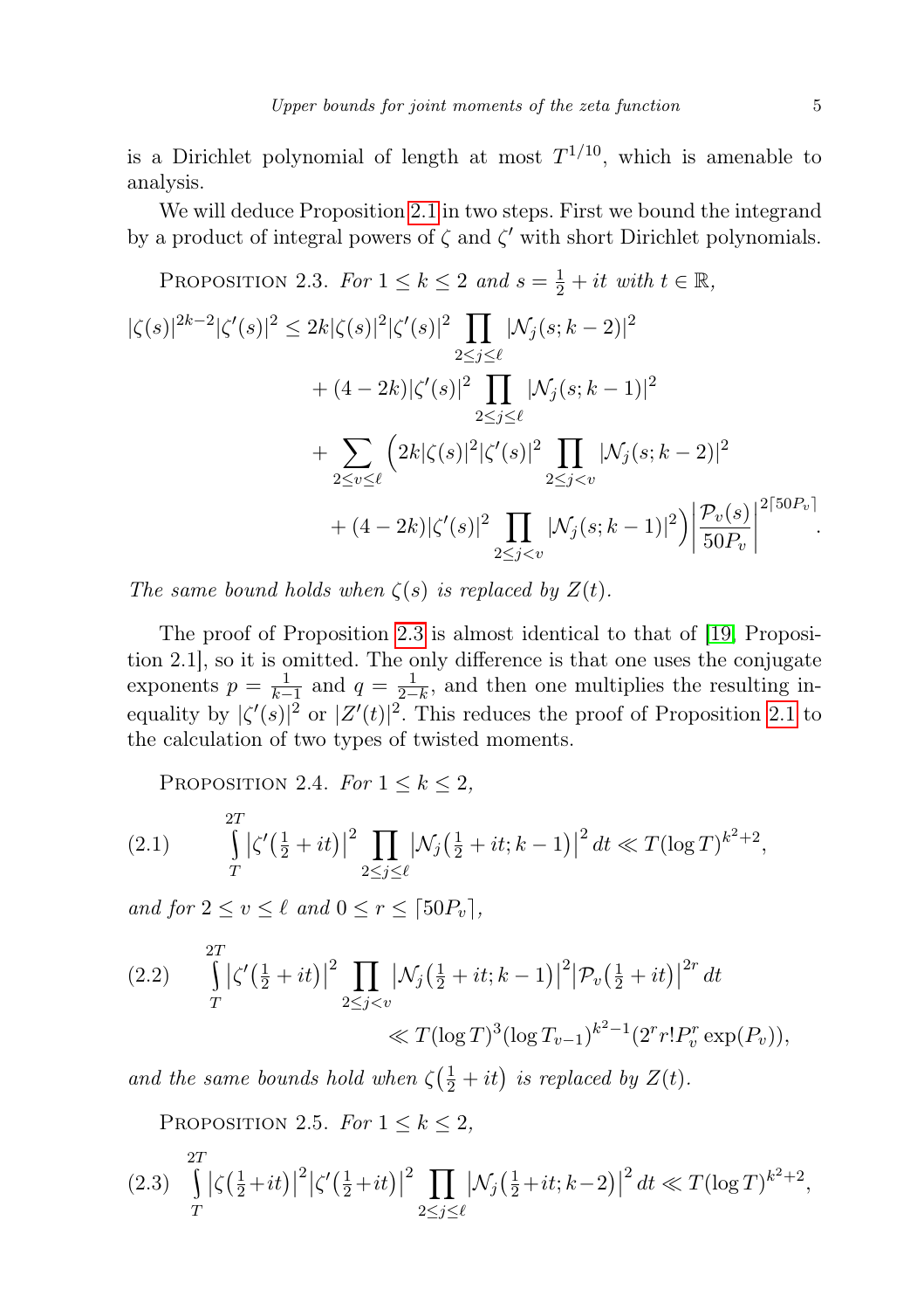is a Dirichlet polynomial of length at most $T^{1/10}$, which is amenable to analysis.

We will deduce Proposition 2.1 in two steps. First we bound the integrand by a product of integral powers of $\zeta$ and $\zeta'$ with short Dirichlet polynomials.

Proposition 2.3. *For $1 \le k \le 2$ and $s = \frac{1}{2} + it$ with $t \in \mathbb{R}$,*

$$
\begin{aligned}
|\zeta(s)|^{2k-2}|\zeta'(s)|^2 \le{}& 2k|\zeta(s)|^2|\zeta'(s)|^2 \prod_{2\le j\le \ell} |\mathcal{N}_j(s;k-2)|^2 \\
&+ (4-2k)|\zeta'(s)|^2 \prod_{2\le j\le \ell} |\mathcal{N}_j(s;k-1)|^2 \\
&+ \sum_{2\le v\le \ell} \Big(2k|\zeta(s)|^2|\zeta'(s)|^2 \prod_{2\le j< v} |\mathcal{N}_j(s;k-2)|^2 \\
&\quad + (4-2k)|\zeta'(s)|^2 \prod_{2\le j<v} |\mathcal{N}_j(s;k-1)|^2\Big) \left|\frac{\mathcal{P}_v(s)}{50P_v}\right|^{2\lceil 50P_v\rceil}.
\end{aligned}
$$

*The same bound holds when $\zeta(s)$ is replaced by $Z(t)$.*

The proof of Proposition 2.3 is almost identical to that of [19, Proposition 2.1], so it is omitted. The only difference is that one uses the conjugate exponents $p = \frac{1}{k-1}$ and $q = \frac{1}{2-k}$, and then one multiplies the resulting inequality by $|\zeta'(s)|^2$ or $|Z'(t)|^2$. This reduces the proof of Proposition 2.1 to the calculation of two types of twisted moments.

Proposition 2.4. *For $1 \le k \le 2$,*

$$
\int_T^{2T} \left|\zeta'\left(\tfrac{1}{2}+it\right)\right|^2 \prod_{2\le j\le \ell} \left|\mathcal{N}_j\left(\tfrac{1}{2}+it;k-1\right)\right|^2 dt \ll T(\log T)^{k^2+2}, \tag{2.1}
$$

*and for $2 \le v \le \ell$ and $0 \le r \le \lceil 50P_v\rceil$,*

$$
\begin{aligned}
\int_T^{2T} \left|\zeta'\left(\tfrac{1}{2}+it\right)\right|^2 \prod_{2\le j< v} &\left|\mathcal{N}_j\left(\tfrac{1}{2}+it;k-1\right)\right|^2 \left|\mathcal{P}_v\left(\tfrac{1}{2}+it\right)\right|^{2r} dt \\
&\ll T(\log T)^3(\log T_{v-1})^{k^2-1}(2^r r! P_v^r \exp(P_v)),
\end{aligned} \tag{2.2}
$$

*and the same bounds hold when $\zeta\left(\frac{1}{2}+it\right)$ is replaced by $Z(t)$.*

Proposition 2.5. *For $1 \le k \le 2$,*

$$
\int_T^{2T} \left|\zeta\left(\tfrac{1}{2}+it\right)\right|^2 \left|\zeta'\left(\tfrac{1}{2}+it\right)\right|^2 \prod_{2\le j\le \ell} \left|\mathcal{N}_j\left(\tfrac{1}{2}+it;k-2\right)\right|^2 dt \ll T(\log T)^{k^2+2}, \tag{2.3}
$$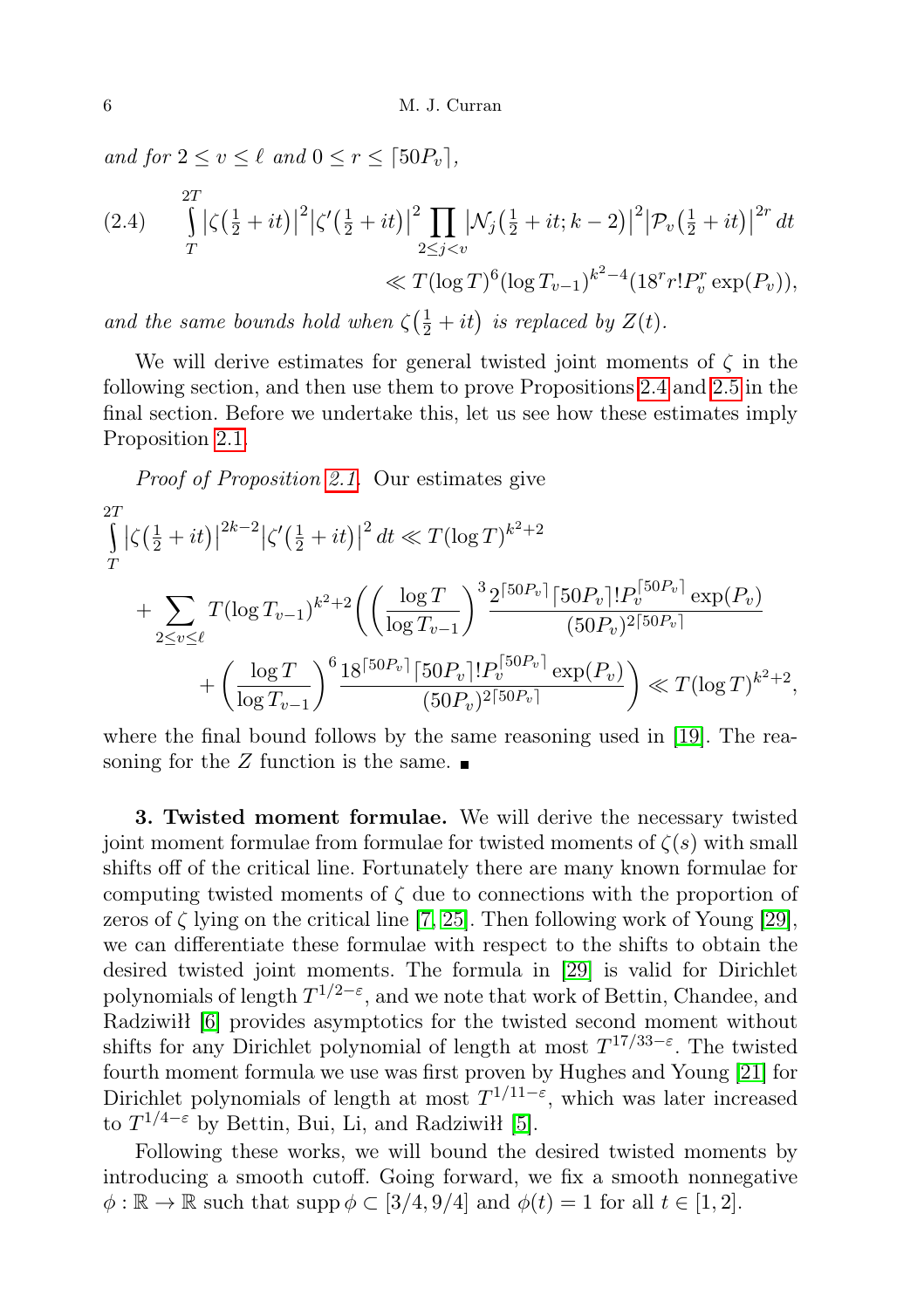*and for $2 \leq v \leq \ell$ and $0 \leq r \leq \lceil 50P_v \rceil$,*

$$
(2.4) \quad \int_T^{2T} \left|\zeta\left(\tfrac{1}{2}+it\right)\right|^2 \left|\zeta'\left(\tfrac{1}{2}+it\right)\right|^2 \prod_{2 \leq j < v} \left|\mathcal{N}_j\left(\tfrac{1}{2}+it; k-2\right)\right|^2 \left|\mathcal{P}_v\left(\tfrac{1}{2}+it\right)\right|^{2r} dt \\
\ll T(\log T)^6 (\log T_{v-1})^{k^2-4} (18^r r! P_v^r \exp(P_v)),
$$

*and the same bounds hold when $\zeta\left(\frac{1}{2}+it\right)$ is replaced by $Z(t)$.*

We will derive estimates for general twisted joint moments of $\zeta$ in the following section, and then use them to prove Propositions 2.4 and 2.5 in the final section. Before we undertake this, let us see how these estimates imply Proposition 2.1.

*Proof of Proposition 2.1.* Our estimates give

$$
\int_T^{2T} \left|\zeta\left(\tfrac{1}{2}+it\right)\right|^{2k-2} \left|\zeta'\left(\tfrac{1}{2}+it\right)\right|^2 dt \ll T(\log T)^{k^2+2} \\
+ \sum_{2 \leq v \leq \ell} T(\log T_{v-1})^{k^2+2} \left( \left( \frac{\log T}{\log T_{v-1}} \right)^3 \frac{2^{\lceil 50P_v \rceil} \lceil 50P_v \rceil! P_v^{\lceil 50P_v \rceil} \exp(P_v)}{(50P_v)^{2\lceil 50P_v \rceil}} \right. \\
\left. + \left( \frac{\log T}{\log T_{v-1}} \right)^6 \frac{18^{\lceil 50P_v \rceil} \lceil 50P_v \rceil! P_v^{\lceil 50P_v \rceil} \exp(P_v)}{(50P_v)^{2\lceil 50P_v \rceil}} \right) \ll T(\log T)^{k^2+2},
$$

where the final bound follows by the same reasoning used in [19]. The reasoning for the $Z$ function is the same. ∎

**3. Twisted moment formulae.** We will derive the necessary twisted joint moment formulae from formulae for twisted moments of $\zeta(s)$ with small shifts off of the critical line. Fortunately there are many known formulae for computing twisted moments of $\zeta$ due to connections with the proportion of zeros of $\zeta$ lying on the critical line [7, 25]. Then following work of Young [29], we can differentiate these formulae with respect to the shifts to obtain the desired twisted joint moments. The formula in [29] is valid for Dirichlet polynomials of length $T^{1/2-\varepsilon}$, and we note that work of Bettin, Chandee, and Radziwiłł [6] provides asymptotics for the twisted second moment without shifts for any Dirichlet polynomial of length at most $T^{17/33-\varepsilon}$. The twisted fourth moment formula we use was first proven by Hughes and Young [21] for Dirichlet polynomials of length at most $T^{1/11-\varepsilon}$, which was later increased to $T^{1/4-\varepsilon}$ by Bettin, Bui, Li, and Radziwiłł [5].

Following these works, we will bound the desired twisted moments by introducing a smooth cutoff. Going forward, we fix a smooth nonnegative $\phi : \mathbb{R} \to \mathbb{R}$ such that $\operatorname{supp} \phi \subset [3/4, 9/4]$ and $\phi(t) = 1$ for all $t \in [1, 2]$.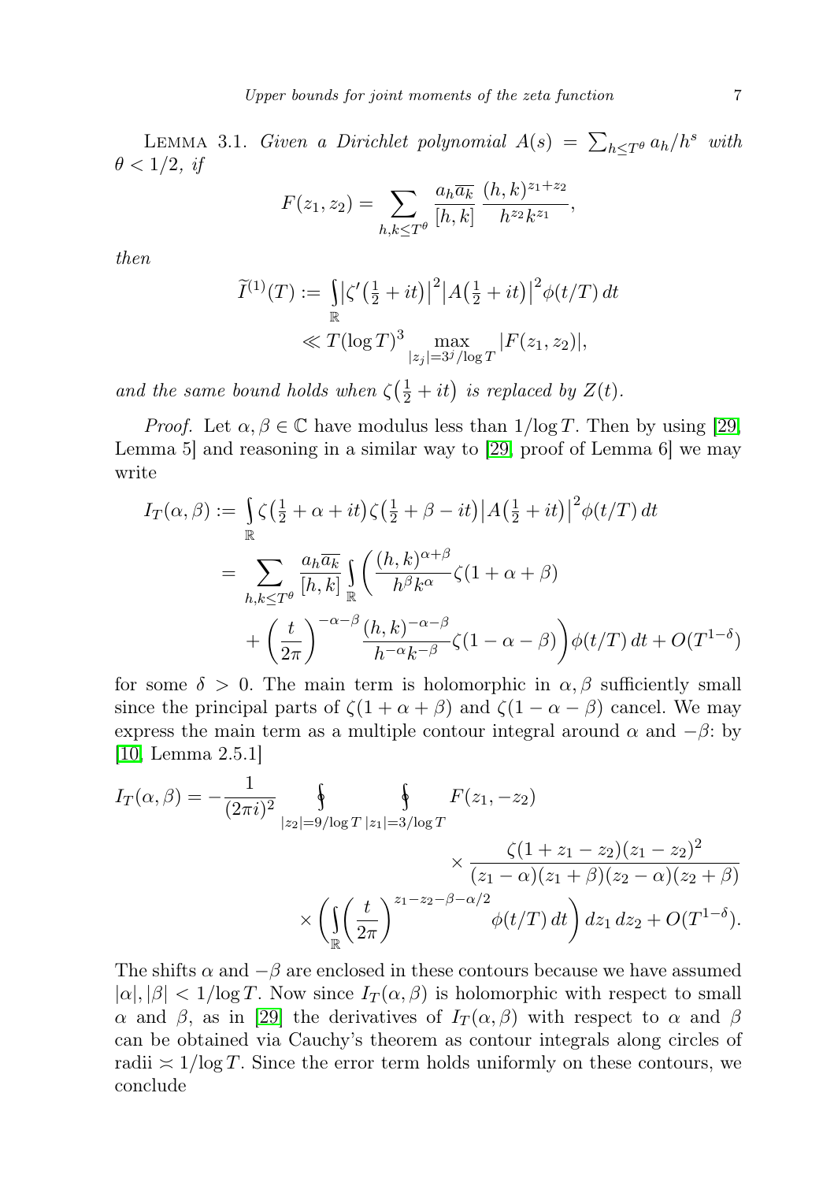LEMMA 3.1. *Given a Dirichlet polynomial $A(s) = \sum_{h \le T^\theta} a_h/h^s$ with $\theta < 1/2$, if*

$$F(z_1, z_2) = \sum_{h,k \le T^\theta} \frac{a_h \overline{a_k}}{[h,k]} \frac{(h,k)^{z_1+z_2}}{h^{z_2} k^{z_1}},$$

*then*

$$\widetilde{I}^{(1)}(T) := \int_{\mathbb{R}} \left|\zeta'\left(\tfrac{1}{2}+it\right)\right|^2 \left|A\left(\tfrac{1}{2}+it\right)\right|^2 \phi(t/T)\, dt \ll T(\log T)^3 \max_{|z_j| = 3^j/\log T} |F(z_1, z_2)|,$$

*and the same bound holds when $\zeta\left(\frac{1}{2}+it\right)$ is replaced by $Z(t)$.*

*Proof.* Let $\alpha, \beta \in \mathbb{C}$ have modulus less than $1/\log T$. Then by using [29, Lemma 5] and reasoning in a similar way to [29, proof of Lemma 6] we may write

$$\begin{aligned} I_T(\alpha, \beta) &:= \int_{\mathbb{R}} \zeta\left(\tfrac{1}{2}+\alpha+it\right)\zeta\left(\tfrac{1}{2}+\beta-it\right)\left|A\left(\tfrac{1}{2}+it\right)\right|^2 \phi(t/T)\, dt \\ &= \sum_{h,k \le T^\theta} \frac{a_h \overline{a_k}}{[h,k]} \int_{\mathbb{R}} \bigg( \frac{(h,k)^{\alpha+\beta}}{h^\beta k^\alpha} \zeta(1+\alpha+\beta) \\ &\qquad + \left(\frac{t}{2\pi}\right)^{-\alpha-\beta} \frac{(h,k)^{-\alpha-\beta}}{h^{-\alpha} k^{-\beta}} \zeta(1-\alpha-\beta)\bigg) \phi(t/T)\, dt + O(T^{1-\delta}) \end{aligned}$$

for some $\delta > 0$. The main term is holomorphic in $\alpha, \beta$ sufficiently small since the principal parts of $\zeta(1+\alpha+\beta)$ and $\zeta(1-\alpha-\beta)$ cancel. We may express the main term as a multiple contour integral around $\alpha$ and $-\beta$: by [10, Lemma 2.5.1]

$$\begin{aligned} I_T(\alpha, \beta) = -\frac{1}{(2\pi i)^2} \oint_{|z_2| = 9/\log T} \oint_{|z_1| = 3/\log T} & F(z_1, -z_2) \\ & \times \frac{\zeta(1+z_1-z_2)(z_1-z_2)^2}{(z_1-\alpha)(z_1+\beta)(z_2-\alpha)(z_2+\beta)} \\ & \times \left( \int_{\mathbb{R}} \left(\frac{t}{2\pi}\right)^{z_1-z_2-\beta-\alpha/2} \phi(t/T)\, dt \right) dz_1\, dz_2 + O(T^{1-\delta}). \end{aligned}$$

The shifts $\alpha$ and $-\beta$ are enclosed in these contours because we have assumed $|\alpha|, |\beta| < 1/\log T$. Now since $I_T(\alpha, \beta)$ is holomorphic with respect to small $\alpha$ and $\beta$, as in [29] the derivatives of $I_T(\alpha, \beta)$ with respect to $\alpha$ and $\beta$ can be obtained via Cauchy's theorem as contour integrals along circles of radii $\asymp 1/\log T$. Since the error term holds uniformly on these contours, we conclude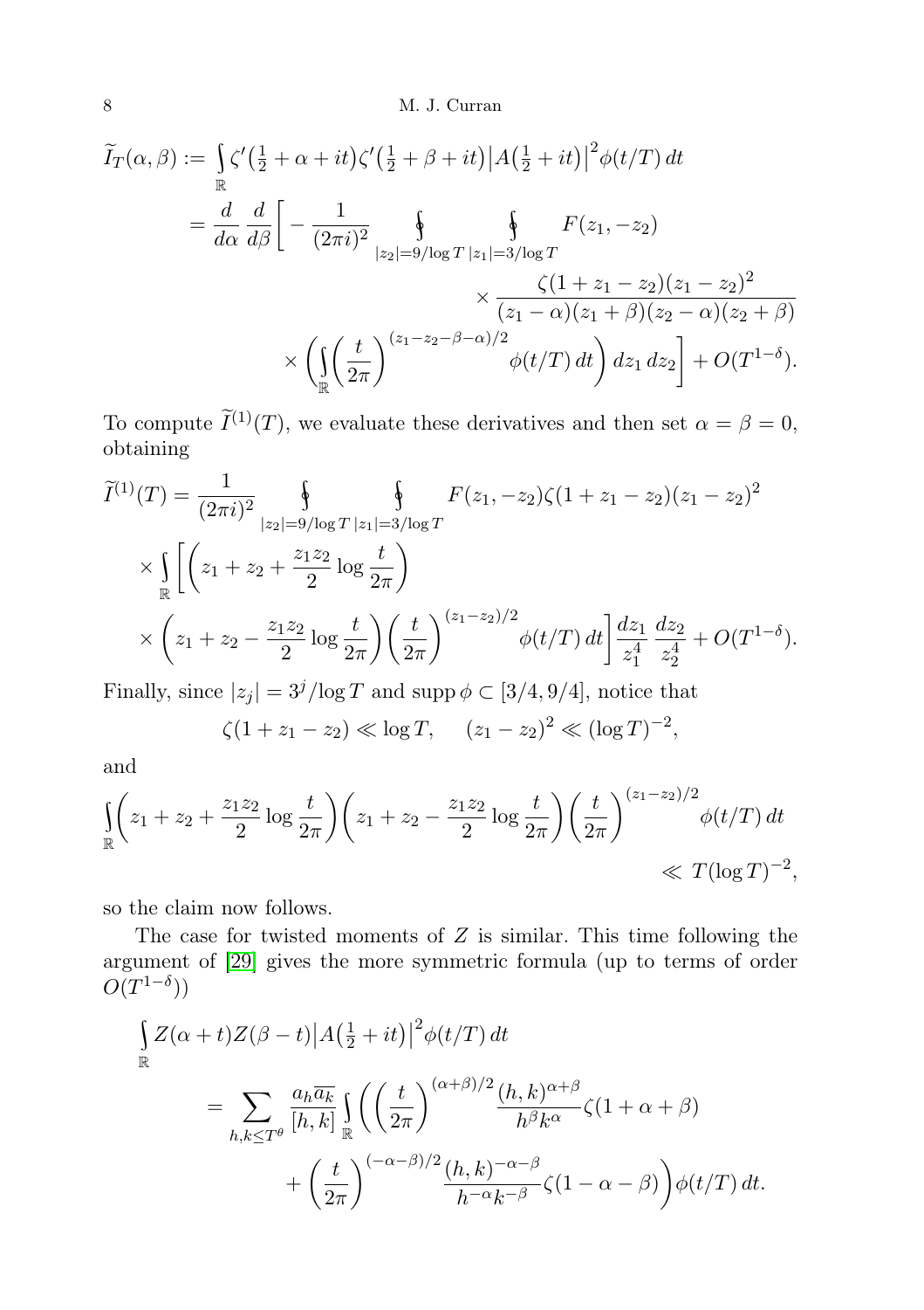$$
\begin{aligned}
\widetilde{I}_T(\alpha,\beta) &:= \int_{\mathbb{R}} \zeta'\big(\tfrac12+\alpha+it\big)\zeta'\big(\tfrac12+\beta+it\big)\big|A\big(\tfrac12+it\big)\big|^2\phi(t/T)\,dt \\
&= \frac{d}{d\alpha}\frac{d}{d\beta}\bigg[-\frac{1}{(2\pi i)^2}\oint_{|z_2|=9/\log T}\oint_{|z_1|=3/\log T} F(z_1,-z_2) \\
&\qquad\qquad\times \frac{\zeta(1+z_1-z_2)(z_1-z_2)^2}{(z_1-\alpha)(z_1+\beta)(z_2-\alpha)(z_2+\beta)} \\
&\qquad\times\bigg(\int_{\mathbb{R}}\Big(\frac{t}{2\pi}\Big)^{(z_1-z_2-\beta-\alpha)/2}\phi(t/T)\,dt\bigg)\,dz_1\,dz_2\bigg] + O(T^{1-\delta}).
\end{aligned}
$$

To compute $\widetilde{I}^{(1)}(T)$, we evaluate these derivatives and then set $\alpha=\beta=0$, obtaining

$$
\begin{aligned}
\widetilde{I}^{(1)}(T) &= \frac{1}{(2\pi i)^2}\oint_{|z_2|=9/\log T}\oint_{|z_1|=3/\log T} F(z_1,-z_2)\zeta(1+z_1-z_2)(z_1-z_2)^2 \\
&\quad\times\int_{\mathbb{R}}\bigg[\bigg(z_1+z_2+\frac{z_1z_2}{2}\log\frac{t}{2\pi}\bigg) \\
&\quad\times\bigg(z_1+z_2-\frac{z_1z_2}{2}\log\frac{t}{2\pi}\bigg)\Big(\frac{t}{2\pi}\Big)^{(z_1-z_2)/2}\phi(t/T)\,dt\bigg]\frac{dz_1}{z_1^4}\,\frac{dz_2}{z_2^4} + O(T^{1-\delta}).
\end{aligned}
$$

Finally, since $|z_j| = 3^j/\log T$ and $\operatorname{supp}\phi\subset[3/4,9/4]$, notice that

$$
\zeta(1+z_1-z_2)\ll\log T,\qquad (z_1-z_2)^2\ll(\log T)^{-2},
$$

and

$$
\begin{aligned}
\int_{\mathbb{R}}\bigg(z_1+z_2+\frac{z_1z_2}{2}\log\frac{t}{2\pi}\bigg)\bigg(z_1+z_2-\frac{z_1z_2}{2}\log\frac{t}{2\pi}\bigg)\Big(\frac{t}{2\pi}\Big)^{(z_1-z_2)/2}\phi(t/T)\,dt \\
\ll T(\log T)^{-2},
\end{aligned}
$$

so the claim now follows.

The case for twisted moments of $Z$ is similar. This time following the argument of [29] gives the more symmetric formula (up to terms of order $O(T^{1-\delta})$)

$$
\begin{aligned}
&\int_{\mathbb{R}} Z(\alpha+t)Z(\beta-t)\big|A\big(\tfrac12+it\big)\big|^2\phi(t/T)\,dt \\
&\qquad= \sum_{h,k\le T^\theta}\frac{a_h\overline{a_k}}{[h,k]}\int_{\mathbb{R}}\bigg(\Big(\frac{t}{2\pi}\Big)^{(\alpha+\beta)/2}\frac{(h,k)^{\alpha+\beta}}{h^\beta k^\alpha}\zeta(1+\alpha+\beta) \\
&\qquad\qquad+\Big(\frac{t}{2\pi}\Big)^{(-\alpha-\beta)/2}\frac{(h,k)^{-\alpha-\beta}}{h^{-\alpha}k^{-\beta}}\zeta(1-\alpha-\beta)\bigg)\phi(t/T)\,dt.
\end{aligned}
$$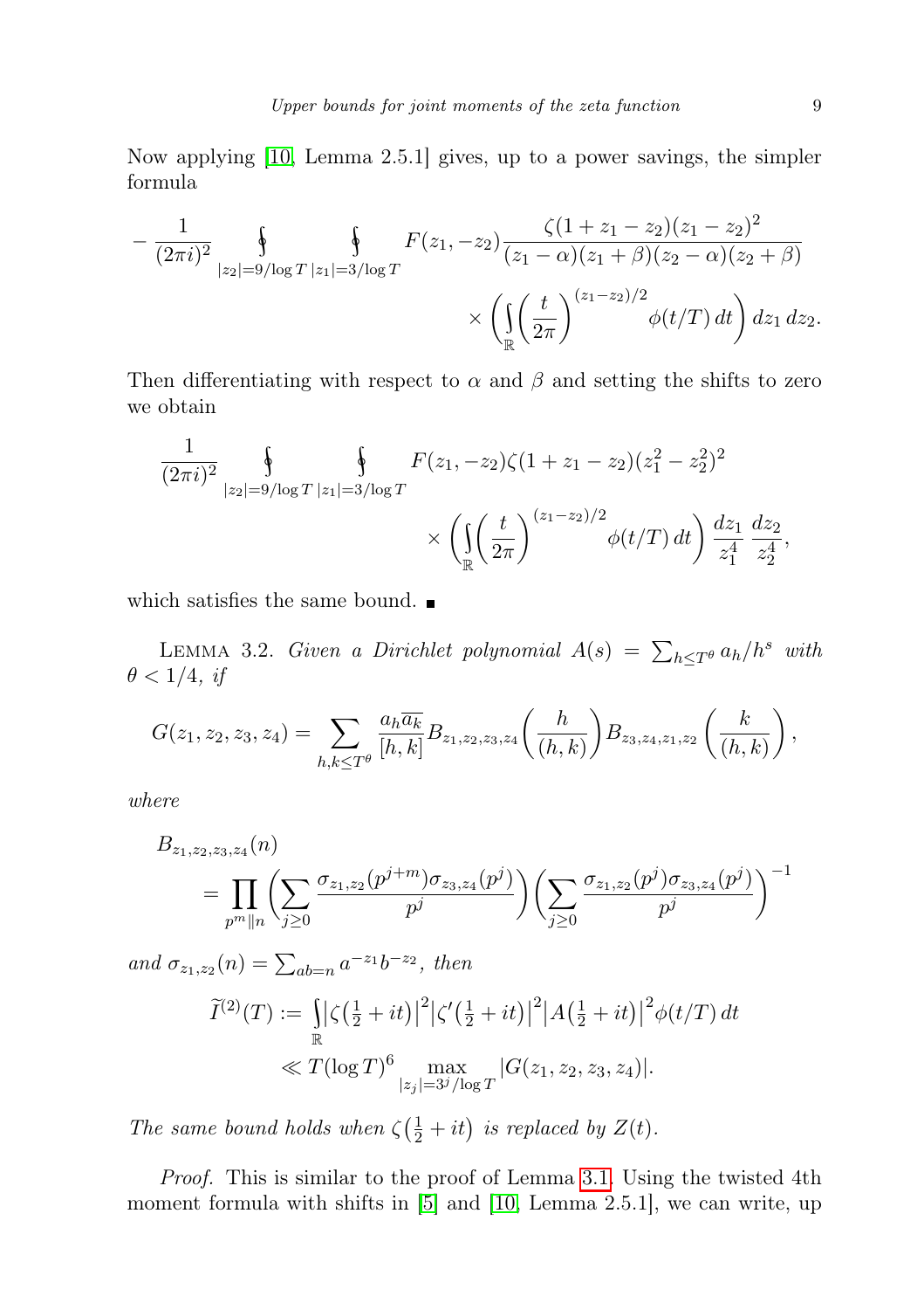Now applying [10, Lemma 2.5.1] gives, up to a power savings, the simpler formula

$$
-\frac{1}{(2\pi i)^2} \oint_{|z_2|=9/\log T} \oint_{|z_1|=3/\log T} F(z_1,-z_2) \frac{\zeta(1+z_1-z_2)(z_1-z_2)^2}{(z_1-\alpha)(z_1+\beta)(z_2-\alpha)(z_2+\beta)} \times \left( \int_{\mathbb{R}} \left(\frac{t}{2\pi}\right)^{(z_1-z_2)/2} \phi(t/T)\, dt \right) dz_1\, dz_2.
$$

Then differentiating with respect to $\alpha$ and $\beta$ and setting the shifts to zero we obtain

$$
\frac{1}{(2\pi i)^2} \oint_{|z_2|=9/\log T} \oint_{|z_1|=3/\log T} F(z_1,-z_2)\zeta(1+z_1-z_2)(z_1^2-z_2^2)^2 \times \left( \int_{\mathbb{R}} \left(\frac{t}{2\pi}\right)^{(z_1-z_2)/2} \phi(t/T)\, dt \right) \frac{dz_1}{z_1^4}\,\frac{dz_2}{z_2^4},
$$

which satisfies the same bound. ∎

Lemma 3.2. *Given a Dirichlet polynomial $A(s) = \sum_{h\le T^\theta} a_h/h^s$ with $\theta < 1/4$, if*

$$
G(z_1,z_2,z_3,z_4) = \sum_{h,k\le T^\theta} \frac{a_h \overline{a_k}}{[h,k]} B_{z_1,z_2,z_3,z_4}\left(\frac{h}{(h,k)}\right) B_{z_3,z_4,z_1,z_2}\left(\frac{k}{(h,k)}\right),
$$

*where*

$$
B_{z_1,z_2,z_3,z_4}(n) = \prod_{p^m\| n} \left( \sum_{j\ge 0} \frac{\sigma_{z_1,z_2}(p^{j+m})\sigma_{z_3,z_4}(p^j)}{p^j} \right) \left( \sum_{j\ge 0} \frac{\sigma_{z_1,z_2}(p^j)\sigma_{z_3,z_4}(p^j)}{p^j} \right)^{-1}
$$

*and $\sigma_{z_1,z_2}(n) = \sum_{ab=n} a^{-z_1}b^{-z_2}$, then*

$$
\widetilde{I}^{(2)}(T) := \int_{\mathbb{R}} \left|\zeta\left(\tfrac12+it\right)\right|^2 \left|\zeta'\left(\tfrac12+it\right)\right|^2 \left|A\left(\tfrac12+it\right)\right|^2 \phi(t/T)\, dt \ll T(\log T)^6 \max_{|z_j|=3^j/\log T} |G(z_1,z_2,z_3,z_4)|.
$$

*The same bound holds when $\zeta\left(\frac12+it\right)$ is replaced by $Z(t)$.*

*Proof.* This is similar to the proof of Lemma 3.1. Using the twisted 4th moment formula with shifts in [5] and [10, Lemma 2.5.1], we can write, up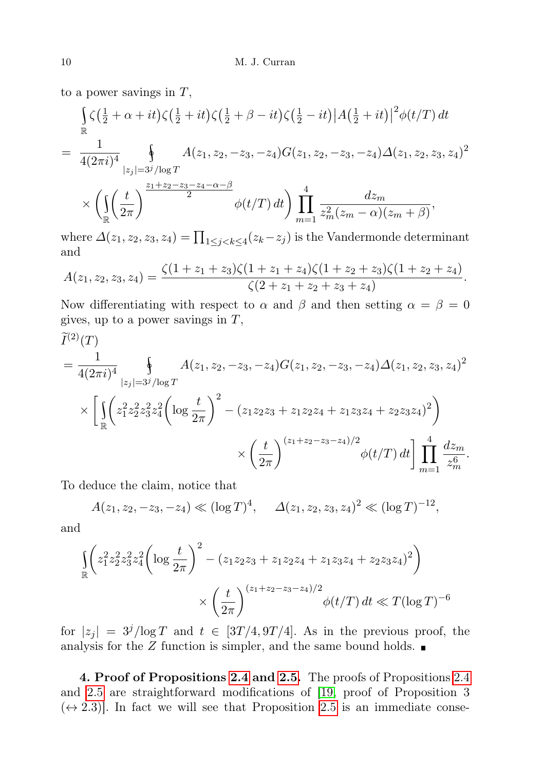to a power savings in $T$,

$$\begin{aligned}
&\int_{\mathbb{R}} \zeta(\tfrac{1}{2}+\alpha+it)\zeta(\tfrac{1}{2}+it)\zeta(\tfrac{1}{2}+\beta-it)\zeta(\tfrac{1}{2}-it)\big|A(\tfrac{1}{2}+it)\big|^2\phi(t/T)\,dt \\
&= \frac{1}{4(2\pi i)^4} \oint_{|z_j|=3^j/\log T} A(z_1,z_2,-z_3,-z_4)G(z_1,z_2,-z_3,-z_4)\Delta(z_1,z_2,z_3,z_4)^2 \\
&\quad \times \bigg(\int_{\mathbb{R}} \Big(\frac{t}{2\pi}\Big)^{\frac{z_1+z_2-z_3-z_4-\alpha-\beta}{2}} \phi(t/T)\,dt\bigg) \prod_{m=1}^{4} \frac{dz_m}{z_m^2(z_m-\alpha)(z_m+\beta)},
\end{aligned}$$

where $\Delta(z_1,z_2,z_3,z_4)=\prod_{1\le j<k\le 4}(z_k-z_j)$ is the Vandermonde determinant and

$$A(z_1,z_2,z_3,z_4)=\frac{\zeta(1+z_1+z_3)\zeta(1+z_1+z_4)\zeta(1+z_2+z_3)\zeta(1+z_2+z_4)}{\zeta(2+z_1+z_2+z_3+z_4)}.$$

Now differentiating with respect to $\alpha$ and $\beta$ and then setting $\alpha=\beta=0$ gives, up to a power savings in $T$,

$$\begin{aligned}
&\widetilde{I}^{(2)}(T) \\
&= \frac{1}{4(2\pi i)^4} \oint_{|z_j|=3^j/\log T} A(z_1,z_2,-z_3,-z_4)G(z_1,z_2,-z_3,-z_4)\Delta(z_1,z_2,z_3,z_4)^2 \\
&\quad \times \bigg[\int_{\mathbb{R}} \bigg(z_1^2z_2^2z_3^2z_4^2\Big(\log\frac{t}{2\pi}\Big)^2 - (z_1z_2z_3+z_1z_2z_4+z_1z_3z_4+z_2z_3z_4)^2\bigg) \\
&\qquad\qquad \times \Big(\frac{t}{2\pi}\Big)^{(z_1+z_2-z_3-z_4)/2} \phi(t/T)\,dt\bigg] \prod_{m=1}^{4} \frac{dz_m}{z_m^6}.
\end{aligned}$$

To deduce the claim, notice that

$$A(z_1,z_2,-z_3,-z_4) \ll (\log T)^4, \qquad \Delta(z_1,z_2,z_3,z_4)^2 \ll (\log T)^{-12},$$

and

$$\begin{aligned}
&\int_{\mathbb{R}} \bigg(z_1^2z_2^2z_3^2z_4^2\Big(\log\frac{t}{2\pi}\Big)^2 - (z_1z_2z_3+z_1z_2z_4+z_1z_3z_4+z_2z_3z_4)^2\bigg) \\
&\qquad\qquad \times \Big(\frac{t}{2\pi}\Big)^{(z_1+z_2-z_3-z_4)/2} \phi(t/T)\,dt \ll T(\log T)^{-6}
\end{aligned}$$

for $|z_j|=3^j/\log T$ and $t\in[3T/4,9T/4]$. As in the previous proof, the analysis for the $Z$ function is simpler, and the same bound holds. ∎

**4. Proof of Propositions 2.4 and 2.5.** The proofs of Propositions 2.4 and 2.5 are straightforward modifications of [19, proof of Proposition 3 ($\leftrightarrow$ 2.3)]. In fact we will see that Proposition 2.5 is an immediate conse-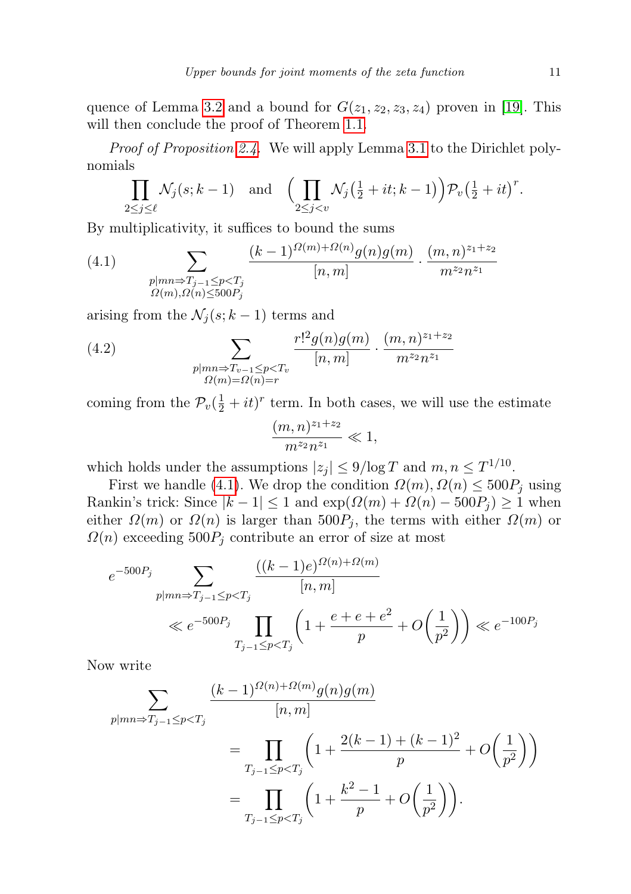quence of Lemma 3.2 and a bound for $G(z_1, z_2, z_3, z_4)$ proven in [19]. This will then conclude the proof of Theorem 1.1.

*Proof of Proposition 2.4.* We will apply Lemma 3.1 to the Dirichlet polynomials

$$\prod_{2\le j\le \ell} \mathcal{N}_j(s; k-1) \quad \text{and} \quad \Big(\prod_{2\le j<v} \mathcal{N}_j\big(\tfrac{1}{2}+it; k-1\big)\Big)\mathcal{P}_v\big(\tfrac{1}{2}+it\big)^r.$$

By multiplicativity, it suffices to bound the sums

$$\sum_{\substack{p|mn \Rightarrow T_{j-1}\le p<T_j \\ \Omega(m),\Omega(n)\le 500P_j}} \frac{(k-1)^{\Omega(m)+\Omega(n)} g(n)g(m)}{[n,m]} \cdot \frac{(m,n)^{z_1+z_2}}{m^{z_2}n^{z_1}} \tag{4.1}$$

arising from the $\mathcal{N}_j(s; k-1)$ terms and

$$\sum_{\substack{p|mn \Rightarrow T_{v-1}\le p<T_v \\ \Omega(m)=\Omega(n)=r}} \frac{r!^2 g(n)g(m)}{[n,m]} \cdot \frac{(m,n)^{z_1+z_2}}{m^{z_2}n^{z_1}} \tag{4.2}$$

coming from the $\mathcal{P}_v(\frac{1}{2}+it)^r$ term. In both cases, we will use the estimate

$$\frac{(m,n)^{z_1+z_2}}{m^{z_2}n^{z_1}} \ll 1,$$

which holds under the assumptions $|z_j| \le 9/\log T$ and $m, n \le T^{1/10}$.

First we handle (4.1). We drop the condition $\Omega(m), \Omega(n) \le 500P_j$ using Rankin's trick: Since $|k-1| \le 1$ and $\exp(\Omega(m)+\Omega(n)-500P_j) \ge 1$ when either $\Omega(m)$ or $\Omega(n)$ is larger than $500P_j$, the terms with either $\Omega(m)$ or $\Omega(n)$ exceeding $500P_j$ contribute an error of size at most

$$\begin{aligned} e^{-500P_j} &\sum_{p|mn \Rightarrow T_{j-1}\le p<T_j} \frac{((k-1)e)^{\Omega(n)+\Omega(m)}}{[n,m]} \\ &\ll e^{-500P_j} \prod_{T_{j-1}\le p<T_j} \left(1 + \frac{e+e+e^2}{p} + O\Big(\frac{1}{p^2}\Big)\right) \ll e^{-100P_j} \end{aligned}$$

Now write

$$\begin{aligned} \sum_{p|mn \Rightarrow T_{j-1}\le p<T_j} &\frac{(k-1)^{\Omega(n)+\Omega(m)} g(n)g(m)}{[n,m]} \\ &= \prod_{T_{j-1}\le p<T_j} \left(1 + \frac{2(k-1)+(k-1)^2}{p} + O\Big(\frac{1}{p^2}\Big)\right) \\ &= \prod_{T_{j-1}\le p<T_j} \left(1 + \frac{k^2-1}{p} + O\Big(\frac{1}{p^2}\Big)\right). \end{aligned}$$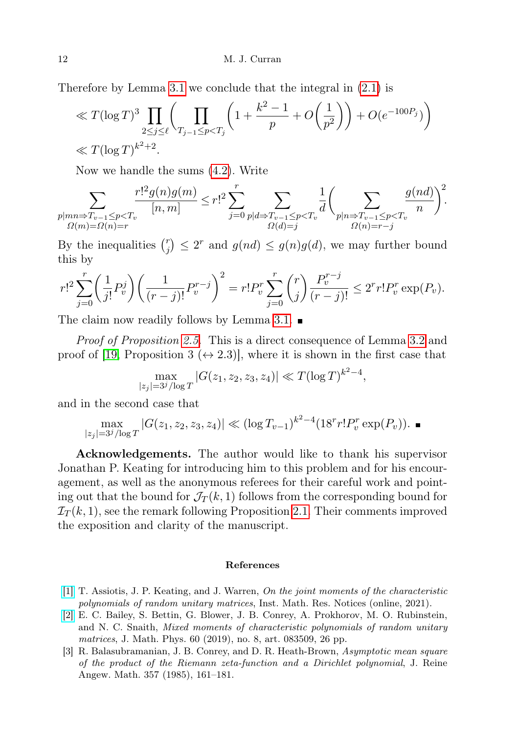Therefore by Lemma 3.1 we conclude that the integral in (2.1) is

$$\ll T(\log T)^3 \prod_{2\le j\le \ell}\Bigg(\prod_{T_{j-1}\le p<T_j}\bigg(1+\frac{k^2-1}{p}+O\Big(\frac{1}{p^2}\Big)\bigg)+O(e^{-100P_j})\Bigg)$$
$$\ll T(\log T)^{k^2+2}.$$

Now we handle the sums (4.2). Write

$$\sum_{\substack{p\mid mn\Rightarrow T_{v-1}\le p<T_v\\ \Omega(m)=\Omega(n)=r}}\frac{r!^2 g(n)g(m)}{[n,m]}\le r!^2\sum_{j=0}^{r}\sum_{\substack{p\mid d\Rightarrow T_{v-1}\le p<T_v\\ \Omega(d)=j}}\frac{1}{d}\Bigg(\sum_{\substack{p\mid n\Rightarrow T_{v-1}\le p<T_v\\ \Omega(n)=r-j}}\frac{g(nd)}{n}\Bigg)^2.$$

By the inequalities $\binom{r}{j}\le 2^r$ and $g(nd)\le g(n)g(d)$, we may further bound this by

$$r!^2\sum_{j=0}^{r}\bigg(\frac{1}{j!}P_v^j\bigg)\bigg(\frac{1}{(r-j)!}P_v^{r-j}\bigg)^2 = r!P_v^r\sum_{j=0}^{r}\binom{r}{j}\frac{P_v^{r-j}}{(r-j)!}\le 2^r r! P_v^r\exp(P_v).$$

The claim now readily follows by Lemma 3.1. ∎

*Proof of Proposition 2.5.* This is a direct consequence of Lemma 3.2 and proof of [19, Proposition 3 ($\leftrightarrow$ 2.3)], where it is shown in the first case that

$$\max_{|z_j|=3^j/\log T}|G(z_1,z_2,z_3,z_4)|\ll T(\log T)^{k^2-4},$$

and in the second case that

$$\max_{|z_j|=3^j/\log T}|G(z_1,z_2,z_3,z_4)|\ll (\log T_{v-1})^{k^2-4}(18^r r! P_v^r\exp(P_v)). \ ∎$$

**Acknowledgements.** The author would like to thank his supervisor Jonathan P. Keating for introducing him to this problem and for his encouragement, as well as the anonymous referees for their careful work and pointing out that the bound for $\mathcal{J}_T(k,1)$ follows from the corresponding bound for $\mathcal{I}_T(k,1)$, see the remark following Proposition 2.1. Their comments improved the exposition and clarity of the manuscript.

## References

[1] T. Assiotis, J. P. Keating, and J. Warren, *On the joint moments of the characteristic polynomials of random unitary matrices*, Inst. Math. Res. Notices (online, 2021).

[2] E. C. Bailey, S. Bettin, G. Blower, J. B. Conrey, A. Prokhorov, M. O. Rubinstein, and N. C. Snaith, *Mixed moments of characteristic polynomials of random unitary matrices*, J. Math. Phys. 60 (2019), no. 8, art. 083509, 26 pp.

[3] R. Balasubramanian, J. B. Conrey, and D. R. Heath-Brown, *Asymptotic mean square of the product of the Riemann zeta-function and a Dirichlet polynomial*, J. Reine Angew. Math. 357 (1985), 161–181.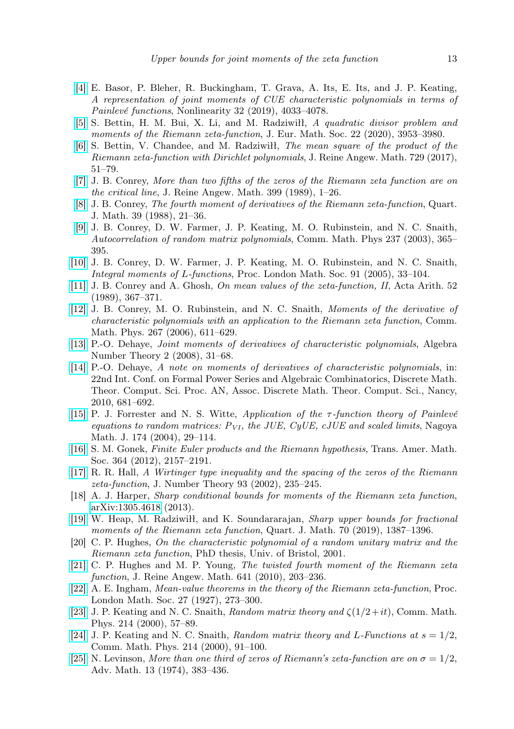[4] E. Basor, P. Bleher, R. Buckingham, T. Grava, A. Its, E. Its, and J. P. Keating, *A representation of joint moments of CUE characteristic polynomials in terms of Painlevé functions*, Nonlinearity 32 (2019), 4033–4078.

[5] S. Bettin, H. M. Bui, X. Li, and M. Radziwiłł, *A quadratic divisor problem and moments of the Riemann zeta-function*, J. Eur. Math. Soc. 22 (2020), 3953–3980.

[6] S. Bettin, V. Chandee, and M. Radziwiłł, *The mean square of the product of the Riemann zeta-function with Dirichlet polynomials*, J. Reine Angew. Math. 729 (2017), 51–79.

[7] J. B. Conrey, *More than two fifths of the zeros of the Riemann zeta function are on the critical line*, J. Reine Angew. Math. 399 (1989), 1–26.

[8] J. B. Conrey, *The fourth moment of derivatives of the Riemann zeta-function*, Quart. J. Math. 39 (1988), 21–36.

[9] J. B. Conrey, D. W. Farmer, J. P. Keating, M. O. Rubinstein, and N. C. Snaith, *Autocorrelation of random matrix polynomials*, Comm. Math. Phys 237 (2003), 365–395.

[10] J. B. Conrey, D. W. Farmer, J. P. Keating, M. O. Rubinstein, and N. C. Snaith, *Integral moments of L-functions*, Proc. London Math. Soc. 91 (2005), 33–104.

[11] J. B. Conrey and A. Ghosh, *On mean values of the zeta-function, II*, Acta Arith. 52 (1989), 367–371.

[12] J. B. Conrey, M. O. Rubinstein, and N. C. Snaith, *Moments of the derivative of characteristic polynomials with an application to the Riemann zeta function*, Comm. Math. Phys. 267 (2006), 611–629.

[13] P.-O. Dehaye, *Joint moments of derivatives of characteristic polynomials*, Algebra Number Theory 2 (2008), 31–68.

[14] P.-O. Dehaye, *A note on moments of derivatives of characteristic polynomials*, in: 22nd Int. Conf. on Formal Power Series and Algebraic Combinatorics, Discrete Math. Theor. Comput. Sci. Proc. AN, Assoc. Discrete Math. Theor. Comput. Sci., Nancy, 2010, 681–692.

[15] P. J. Forrester and N. S. Witte, *Application of the $\tau$-function theory of Painlevé equations to random matrices: $P_{VI}$, the JUE, CyUE, cJUE and scaled limits*, Nagoya Math. J. 174 (2004), 29–114.

[16] S. M. Gonek, *Finite Euler products and the Riemann hypothesis*, Trans. Amer. Math. Soc. 364 (2012), 2157–2191.

[17] R. R. Hall, *A Wirtinger type inequality and the spacing of the zeros of the Riemann zeta-function*, J. Number Theory 93 (2002), 235–245.

[18] A. J. Harper, *Sharp conditional bounds for moments of the Riemann zeta function*, arXiv:1305.4618 (2013).

[19] W. Heap, M. Radziwiłł, and K. Soundararajan, *Sharp upper bounds for fractional moments of the Riemann zeta function*, Quart. J. Math. 70 (2019), 1387–1396.

[20] C. P. Hughes, *On the characteristic polynomial of a random unitary matrix and the Riemann zeta function*, PhD thesis, Univ. of Bristol, 2001.

[21] C. P. Hughes and M. P. Young, *The twisted fourth moment of the Riemann zeta function*, J. Reine Angew. Math. 641 (2010), 203–236.

[22] A. E. Ingham, *Mean-value theorems in the theory of the Riemann zeta-function*, Proc. London Math. Soc. 27 (1927), 273–300.

[23] J. P. Keating and N. C. Snaith, *Random matrix theory and $\zeta(1/2+it)$*, Comm. Math. Phys. 214 (2000), 57–89.

[24] J. P. Keating and N. C. Snaith, *Random matrix theory and L-Functions at $s = 1/2$*, Comm. Math. Phys. 214 (2000), 91–100.

[25] N. Levinson, *More than one third of zeros of Riemann's zeta-function are on $\sigma = 1/2$*, Adv. Math. 13 (1974), 383–436.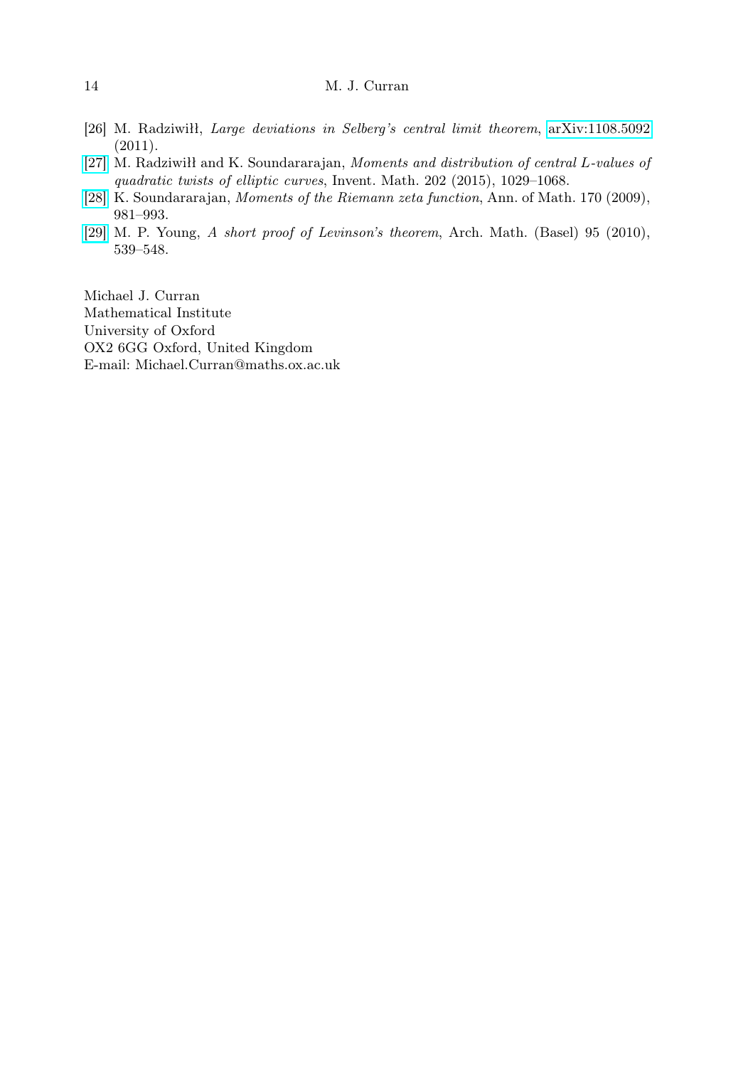[26] M. Radziwiłł, *Large deviations in Selberg's central limit theorem*, arXiv:1108.5092 (2011).

[27] M. Radziwiłł and K. Soundararajan, *Moments and distribution of central L-values of quadratic twists of elliptic curves*, Invent. Math. 202 (2015), 1029–1068.

[28] K. Soundararajan, *Moments of the Riemann zeta function*, Ann. of Math. 170 (2009), 981–993.

[29] M. P. Young, *A short proof of Levinson's theorem*, Arch. Math. (Basel) 95 (2010), 539–548.

Michael J. Curran
Mathematical Institute
University of Oxford
OX2 6GG Oxford, United Kingdom
E-mail: Michael.Curran@maths.ox.ac.uk